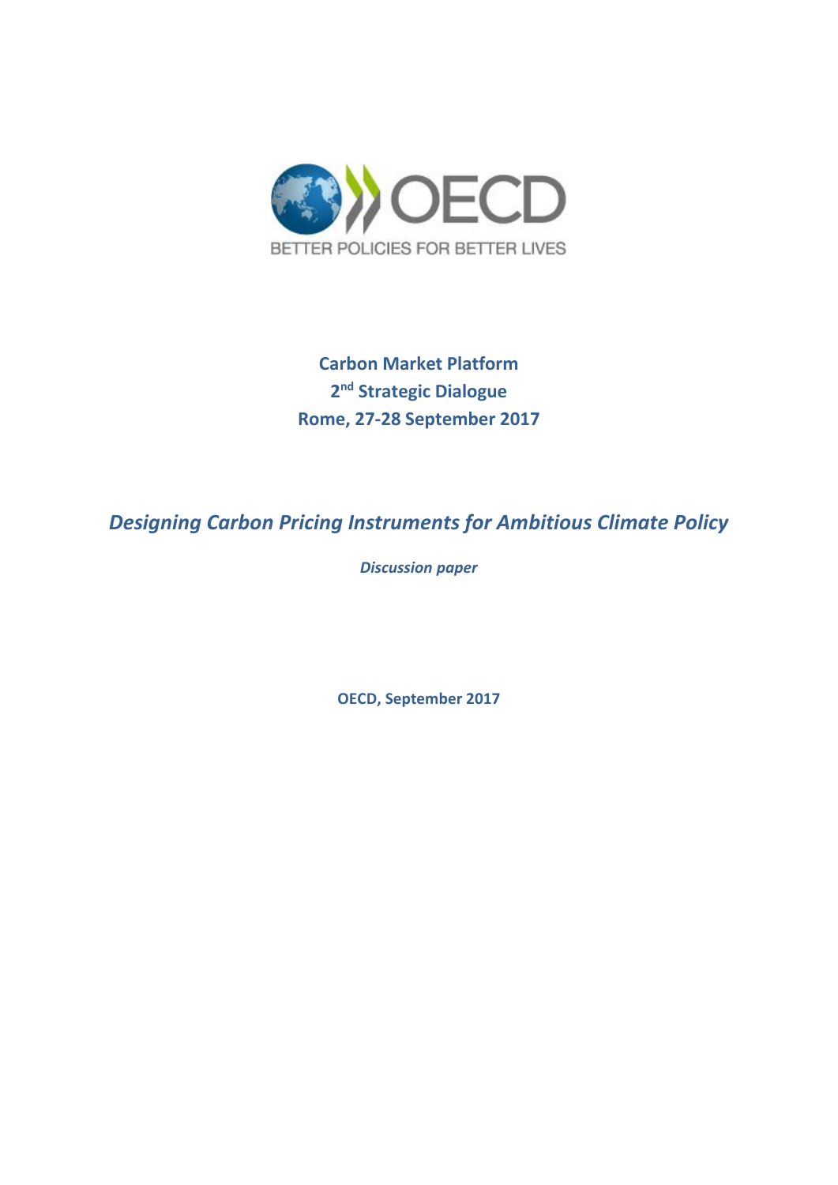OECD

BETTER POLICIES FOR BETTER LIVES

**Carbon Market Platform**

**2nd Strategic Dialogue**

**Rome, 27-28 September 2017**

# *Designing Carbon Pricing Instruments for Ambitious Climate Policy*

***Discussion paper***

**OECD, September 2017**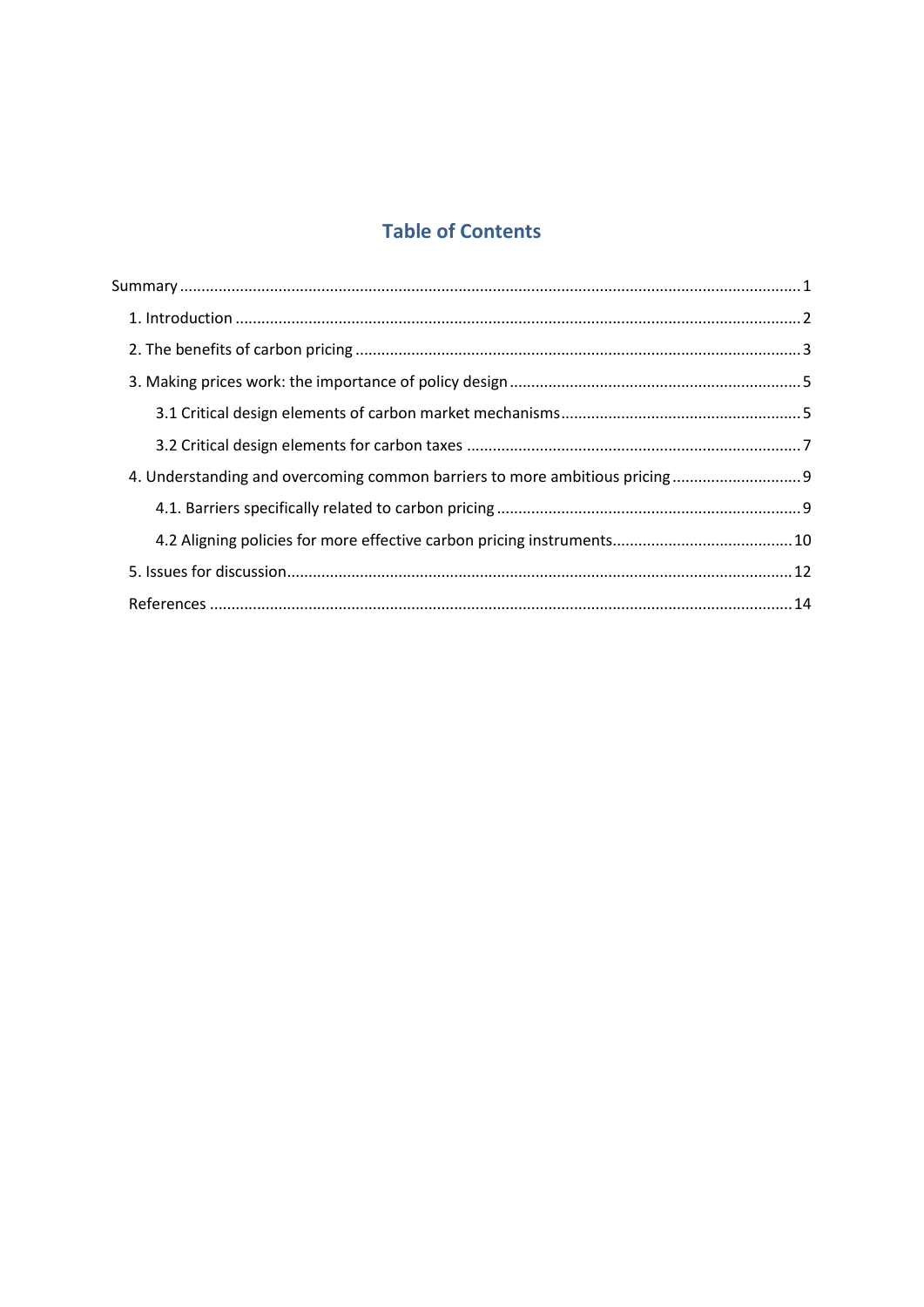## Table of Contents

Summary ..... 1

1. Introduction ..... 2

2. The benefits of carbon pricing ..... 3

3. Making prices work: the importance of policy design ..... 5

    3.1 Critical design elements of carbon market mechanisms ..... 5

    3.2 Critical design elements for carbon taxes ..... 7

4. Understanding and overcoming common barriers to more ambitious pricing ..... 9

    4.1. Barriers specifically related to carbon pricing ..... 9

    4.2 Aligning policies for more effective carbon pricing instruments ..... 10

5. Issues for discussion ..... 12

References ..... 14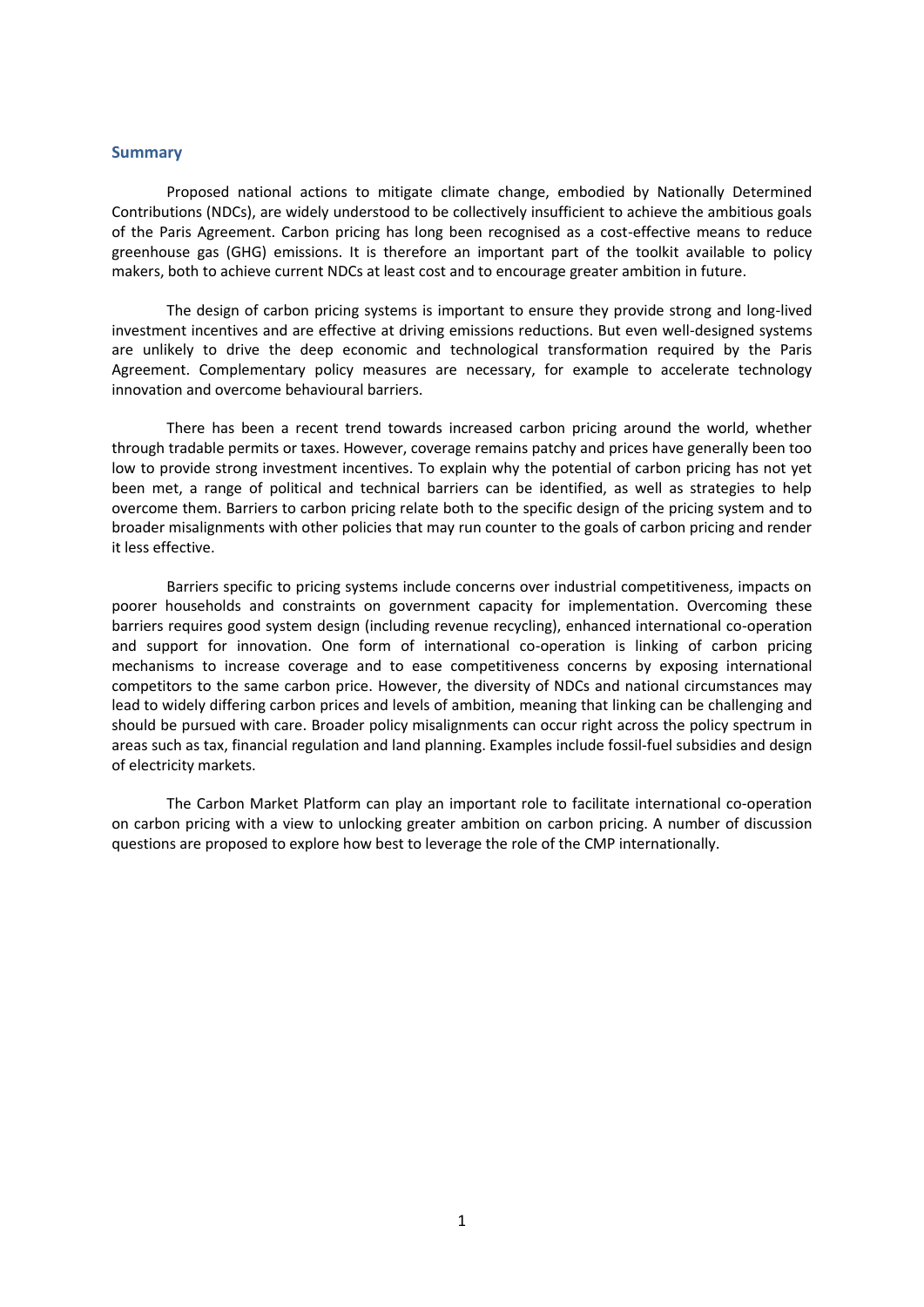## Summary

Proposed national actions to mitigate climate change, embodied by Nationally Determined Contributions (NDCs), are widely understood to be collectively insufficient to achieve the ambitious goals of the Paris Agreement. Carbon pricing has long been recognised as a cost-effective means to reduce greenhouse gas (GHG) emissions. It is therefore an important part of the toolkit available to policy makers, both to achieve current NDCs at least cost and to encourage greater ambition in future.

The design of carbon pricing systems is important to ensure they provide strong and long-lived investment incentives and are effective at driving emissions reductions. But even well-designed systems are unlikely to drive the deep economic and technological transformation required by the Paris Agreement. Complementary policy measures are necessary, for example to accelerate technology innovation and overcome behavioural barriers.

There has been a recent trend towards increased carbon pricing around the world, whether through tradable permits or taxes. However, coverage remains patchy and prices have generally been too low to provide strong investment incentives. To explain why the potential of carbon pricing has not yet been met, a range of political and technical barriers can be identified, as well as strategies to help overcome them. Barriers to carbon pricing relate both to the specific design of the pricing system and to broader misalignments with other policies that may run counter to the goals of carbon pricing and render it less effective.

Barriers specific to pricing systems include concerns over industrial competitiveness, impacts on poorer households and constraints on government capacity for implementation. Overcoming these barriers requires good system design (including revenue recycling), enhanced international co-operation and support for innovation. One form of international co-operation is linking of carbon pricing mechanisms to increase coverage and to ease competitiveness concerns by exposing international competitors to the same carbon price. However, the diversity of NDCs and national circumstances may lead to widely differing carbon prices and levels of ambition, meaning that linking can be challenging and should be pursued with care. Broader policy misalignments can occur right across the policy spectrum in areas such as tax, financial regulation and land planning. Examples include fossil-fuel subsidies and design of electricity markets.

The Carbon Market Platform can play an important role to facilitate international co-operation on carbon pricing with a view to unlocking greater ambition on carbon pricing. A number of discussion questions are proposed to explore how best to leverage the role of the CMP internationally.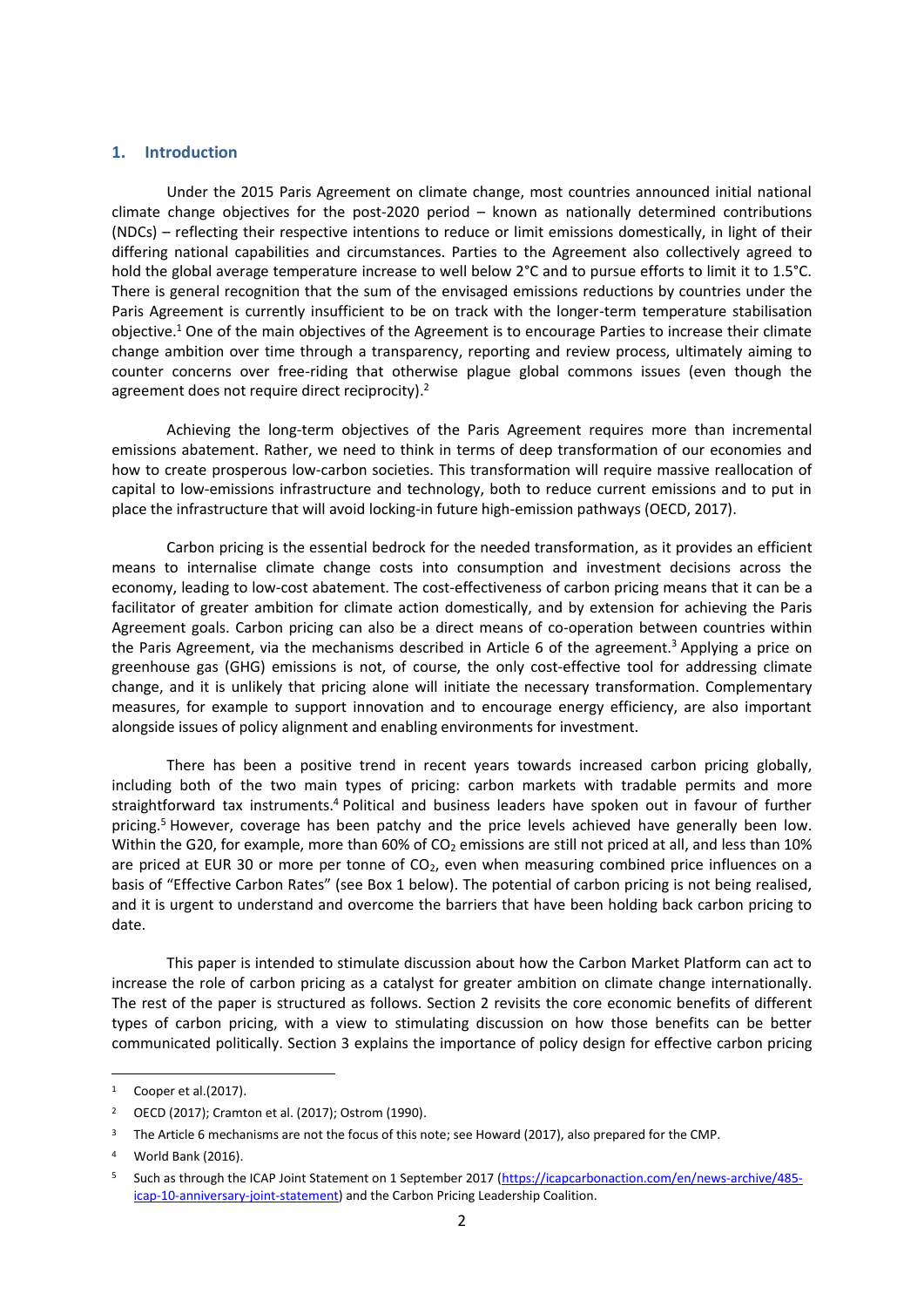## 1. Introduction

Under the 2015 Paris Agreement on climate change, most countries announced initial national climate change objectives for the post-2020 period – known as nationally determined contributions (NDCs) – reflecting their respective intentions to reduce or limit emissions domestically, in light of their differing national capabilities and circumstances. Parties to the Agreement also collectively agreed to hold the global average temperature increase to well below 2°C and to pursue efforts to limit it to 1.5°C. There is general recognition that the sum of the envisaged emissions reductions by countries under the Paris Agreement is currently insufficient to be on track with the longer-term temperature stabilisation objective.[1] One of the main objectives of the Agreement is to encourage Parties to increase their climate change ambition over time through a transparency, reporting and review process, ultimately aiming to counter concerns over free-riding that otherwise plague global commons issues (even though the agreement does not require direct reciprocity).[2]

Achieving the long-term objectives of the Paris Agreement requires more than incremental emissions abatement. Rather, we need to think in terms of deep transformation of our economies and how to create prosperous low-carbon societies. This transformation will require massive reallocation of capital to low-emissions infrastructure and technology, both to reduce current emissions and to put in place the infrastructure that will avoid locking-in future high-emission pathways (OECD, 2017).

Carbon pricing is the essential bedrock for the needed transformation, as it provides an efficient means to internalise climate change costs into consumption and investment decisions across the economy, leading to low-cost abatement. The cost-effectiveness of carbon pricing means that it can be a facilitator of greater ambition for climate action domestically, and by extension for achieving the Paris Agreement goals. Carbon pricing can also be a direct means of co-operation between countries within the Paris Agreement, via the mechanisms described in Article 6 of the agreement.[3] Applying a price on greenhouse gas (GHG) emissions is not, of course, the only cost-effective tool for addressing climate change, and it is unlikely that pricing alone will initiate the necessary transformation. Complementary measures, for example to support innovation and to encourage energy efficiency, are also important alongside issues of policy alignment and enabling environments for investment.

There has been a positive trend in recent years towards increased carbon pricing globally, including both of the two main types of pricing: carbon markets with tradable permits and more straightforward tax instruments.[4] Political and business leaders have spoken out in favour of further pricing.[5] However, coverage has been patchy and the price levels achieved have generally been low. Within the G20, for example, more than 60% of $CO_2$ emissions are still not priced at all, and less than 10% are priced at EUR 30 or more per tonne of $CO_2$, even when measuring combined price influences on a basis of "Effective Carbon Rates" (see Box 1 below). The potential of carbon pricing is not being realised, and it is urgent to understand and overcome the barriers that have been holding back carbon pricing to date.

This paper is intended to stimulate discussion about how the Carbon Market Platform can act to increase the role of carbon pricing as a catalyst for greater ambition on climate change internationally. The rest of the paper is structured as follows. Section 2 revisits the core economic benefits of different types of carbon pricing, with a view to stimulating discussion on how those benefits can be better communicated politically. Section 3 explains the importance of policy design for effective carbon pricing

---

1 Cooper et al.(2017).

2 OECD (2017); Cramton et al. (2017); Ostrom (1990).

3 The Article 6 mechanisms are not the focus of this note; see Howard (2017), also prepared for the CMP.

4 World Bank (2016).

5 Such as through the ICAP Joint Statement on 1 September 2017 (https://icapcarbonaction.com/en/news-archive/485-icap-10-anniversary-joint-statement) and the Carbon Pricing Leadership Coalition.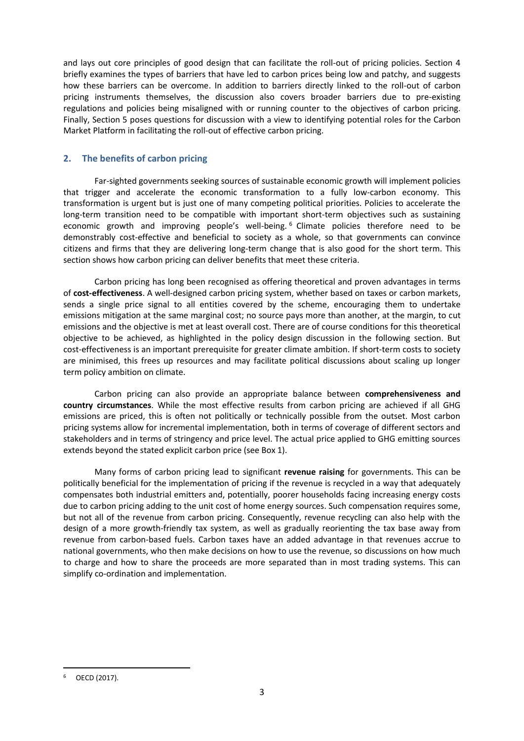and lays out core principles of good design that can facilitate the roll-out of pricing policies. Section 4 briefly examines the types of barriers that have led to carbon prices being low and patchy, and suggests how these barriers can be overcome. In addition to barriers directly linked to the roll-out of carbon pricing instruments themselves, the discussion also covers broader barriers due to pre-existing regulations and policies being misaligned with or running counter to the objectives of carbon pricing. Finally, Section 5 poses questions for discussion with a view to identifying potential roles for the Carbon Market Platform in facilitating the roll-out of effective carbon pricing.

## 2. The benefits of carbon pricing

Far-sighted governments seeking sources of sustainable economic growth will implement policies that trigger and accelerate the economic transformation to a fully low-carbon economy. This transformation is urgent but is just one of many competing political priorities. Policies to accelerate the long-term transition need to be compatible with important short-term objectives such as sustaining economic growth and improving people's well-being.[6] Climate policies therefore need to be demonstrably cost-effective and beneficial to society as a whole, so that governments can convince citizens and firms that they are delivering long-term change that is also good for the short term. This section shows how carbon pricing can deliver benefits that meet these criteria.

Carbon pricing has long been recognised as offering theoretical and proven advantages in terms of **cost-effectiveness**. A well-designed carbon pricing system, whether based on taxes or carbon markets, sends a single price signal to all entities covered by the scheme, encouraging them to undertake emissions mitigation at the same marginal cost; no source pays more than another, at the margin, to cut emissions and the objective is met at least overall cost. There are of course conditions for this theoretical objective to be achieved, as highlighted in the policy design discussion in the following section. But cost-effectiveness is an important prerequisite for greater climate ambition. If short-term costs to society are minimised, this frees up resources and may facilitate political discussions about scaling up longer term policy ambition on climate.

Carbon pricing can also provide an appropriate balance between **comprehensiveness and country circumstances**. While the most effective results from carbon pricing are achieved if all GHG emissions are priced, this is often not politically or technically possible from the outset. Most carbon pricing systems allow for incremental implementation, both in terms of coverage of different sectors and stakeholders and in terms of stringency and price level. The actual price applied to GHG emitting sources extends beyond the stated explicit carbon price (see Box 1).

Many forms of carbon pricing lead to significant **revenue raising** for governments. This can be politically beneficial for the implementation of pricing if the revenue is recycled in a way that adequately compensates both industrial emitters and, potentially, poorer households facing increasing energy costs due to carbon pricing adding to the unit cost of home energy sources. Such compensation requires some, but not all of the revenue from carbon pricing. Consequently, revenue recycling can also help with the design of a more growth-friendly tax system, as well as gradually reorienting the tax base away from revenue from carbon-based fuels. Carbon taxes have an added advantage in that revenues accrue to national governments, who then make decisions on how to use the revenue, so discussions on how much to charge and how to share the proceeds are more separated than in most trading systems. This can simplify co-ordination and implementation.

---

[6] OECD (2017).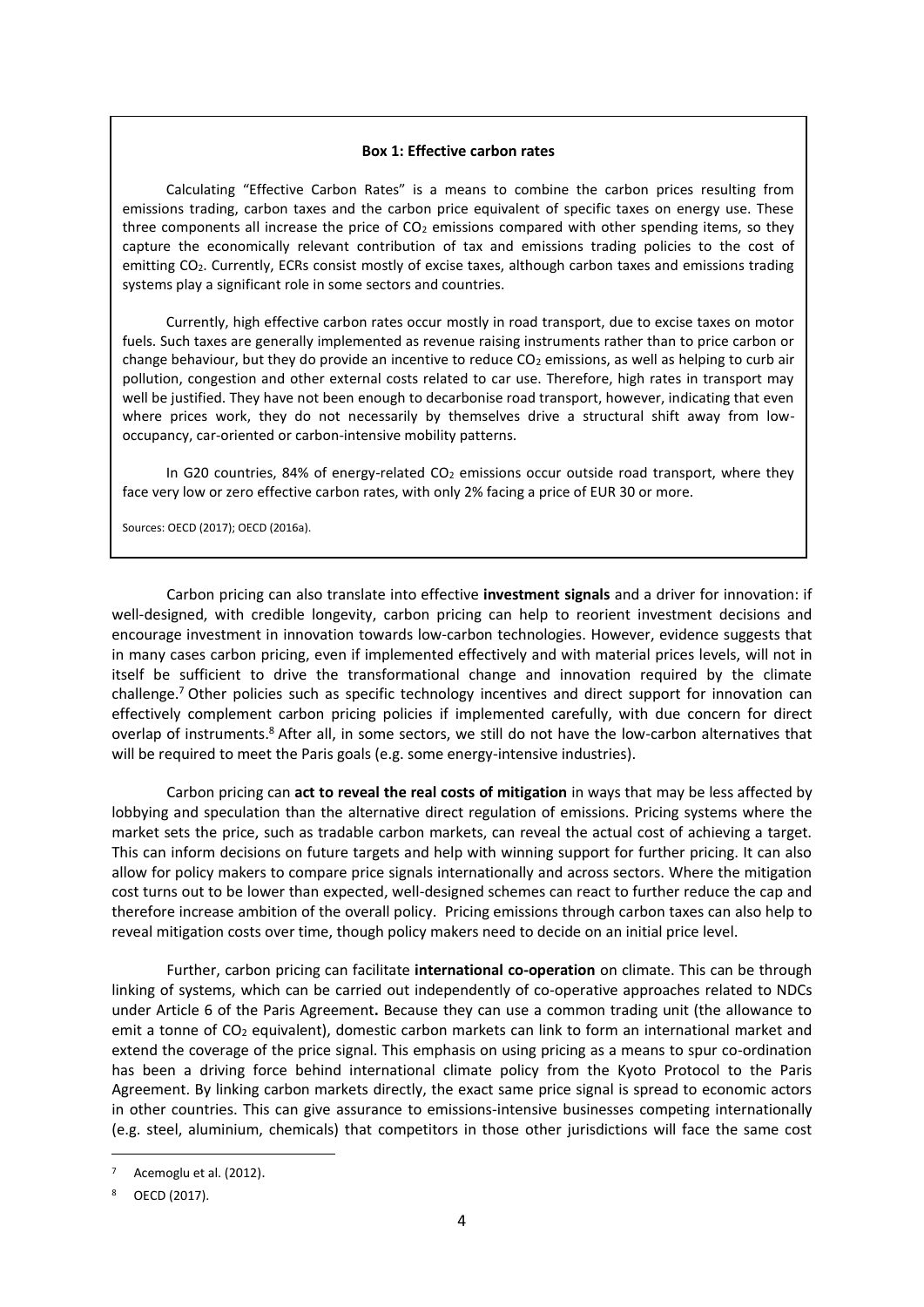**Box 1: Effective carbon rates**

Calculating "Effective Carbon Rates" is a means to combine the carbon prices resulting from emissions trading, carbon taxes and the carbon price equivalent of specific taxes on energy use. These three components all increase the price of $CO_2$ emissions compared with other spending items, so they capture the economically relevant contribution of tax and emissions trading policies to the cost of emitting $CO_2$. Currently, ECRs consist mostly of excise taxes, although carbon taxes and emissions trading systems play a significant role in some sectors and countries.

Currently, high effective carbon rates occur mostly in road transport, due to excise taxes on motor fuels. Such taxes are generally implemented as revenue raising instruments rather than to price carbon or change behaviour, but they do provide an incentive to reduce $CO_2$ emissions, as well as helping to curb air pollution, congestion and other external costs related to car use. Therefore, high rates in transport may well be justified. They have not been enough to decarbonise road transport, however, indicating that even where prices work, they do not necessarily by themselves drive a structural shift away from low-occupancy, car-oriented or carbon-intensive mobility patterns.

In G20 countries, 84% of energy-related $CO_2$ emissions occur outside road transport, where they face very low or zero effective carbon rates, with only 2% facing a price of EUR 30 or more.

Sources: OECD (2017); OECD (2016a).

Carbon pricing can also translate into effective **investment signals** and a driver for innovation: if well-designed, with credible longevity, carbon pricing can help to reorient investment decisions and encourage investment in innovation towards low-carbon technologies. However, evidence suggests that in many cases carbon pricing, even if implemented effectively and with material prices levels, will not in itself be sufficient to drive the transformational change and innovation required by the climate challenge.[7] Other policies such as specific technology incentives and direct support for innovation can effectively complement carbon pricing policies if implemented carefully, with due concern for direct overlap of instruments.[8] After all, in some sectors, we still do not have the low-carbon alternatives that will be required to meet the Paris goals (e.g. some energy-intensive industries).

Carbon pricing can **act to reveal the real costs of mitigation** in ways that may be less affected by lobbying and speculation than the alternative direct regulation of emissions. Pricing systems where the market sets the price, such as tradable carbon markets, can reveal the actual cost of achieving a target. This can inform decisions on future targets and help with winning support for further pricing. It can also allow for policy makers to compare price signals internationally and across sectors. Where the mitigation cost turns out to be lower than expected, well-designed schemes can react to further reduce the cap and therefore increase ambition of the overall policy. Pricing emissions through carbon taxes can also help to reveal mitigation costs over time, though policy makers need to decide on an initial price level.

Further, carbon pricing can facilitate **international co-operation** on climate. This can be through linking of systems, which can be carried out independently of co-operative approaches related to NDCs under Article 6 of the Paris Agreement**.** Because they can use a common trading unit (the allowance to emit a tonne of $CO_2$ equivalent), domestic carbon markets can link to form an international market and extend the coverage of the price signal. This emphasis on using pricing as a means to spur co-ordination has been a driving force behind international climate policy from the Kyoto Protocol to the Paris Agreement. By linking carbon markets directly, the exact same price signal is spread to economic actors in other countries. This can give assurance to emissions-intensive businesses competing internationally (e.g. steel, aluminium, chemicals) that competitors in those other jurisdictions will face the same cost

[7] Acemoglu et al. (2012).

[8] OECD (2017).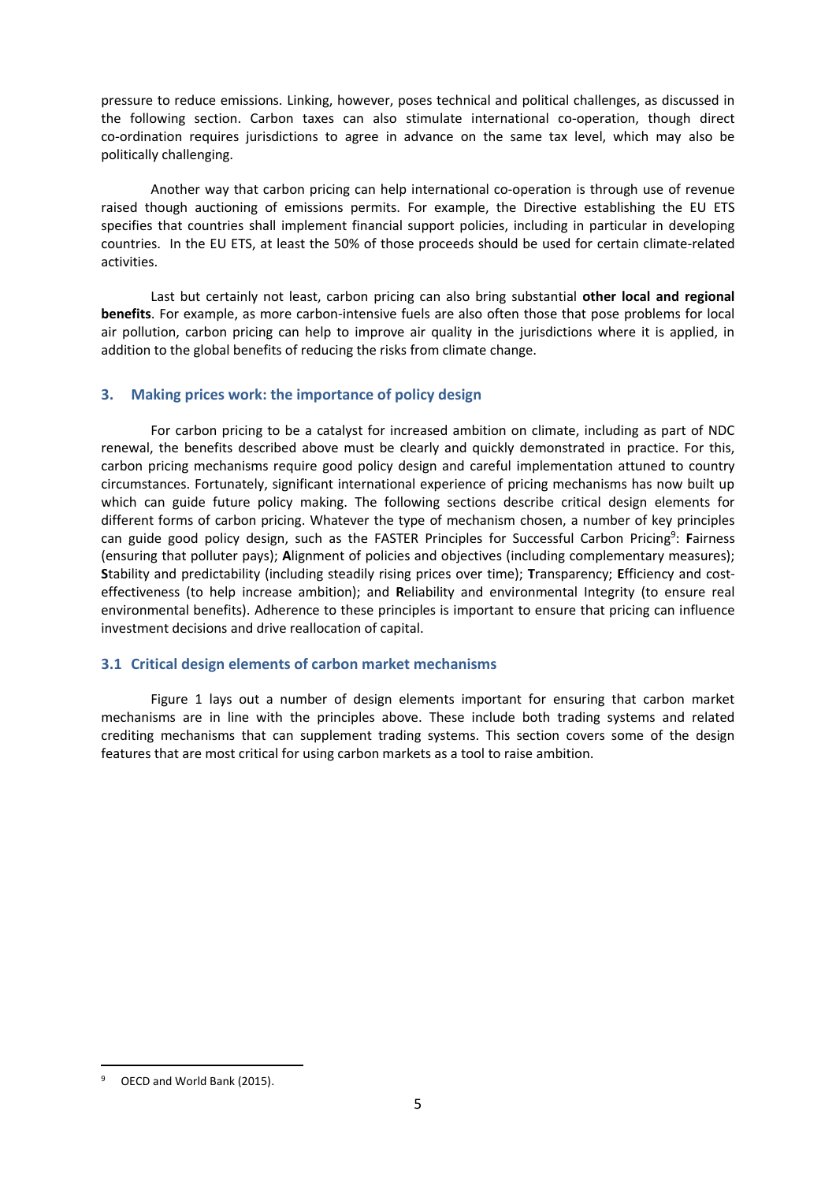pressure to reduce emissions. Linking, however, poses technical and political challenges, as discussed in the following section. Carbon taxes can also stimulate international co-operation, though direct co-ordination requires jurisdictions to agree in advance on the same tax level, which may also be politically challenging.

Another way that carbon pricing can help international co-operation is through use of revenue raised though auctioning of emissions permits. For example, the Directive establishing the EU ETS specifies that countries shall implement financial support policies, including in particular in developing countries. In the EU ETS, at least the 50% of those proceeds should be used for certain climate-related activities.

Last but certainly not least, carbon pricing can also bring substantial **other local and regional benefits**. For example, as more carbon-intensive fuels are also often those that pose problems for local air pollution, carbon pricing can help to improve air quality in the jurisdictions where it is applied, in addition to the global benefits of reducing the risks from climate change.

## 3. Making prices work: the importance of policy design

For carbon pricing to be a catalyst for increased ambition on climate, including as part of NDC renewal, the benefits described above must be clearly and quickly demonstrated in practice. For this, carbon pricing mechanisms require good policy design and careful implementation attuned to country circumstances. Fortunately, significant international experience of pricing mechanisms has now built up which can guide future policy making. The following sections describe critical design elements for different forms of carbon pricing. Whatever the type of mechanism chosen, a number of key principles can guide good policy design, such as the FASTER Principles for Successful Carbon Pricing[9]: **F**airness (ensuring that polluter pays); **A**lignment of policies and objectives (including complementary measures); **S**tability and predictability (including steadily rising prices over time); **T**ransparency; **E**fficiency and cost-effectiveness (to help increase ambition); and **R**eliability and environmental Integrity (to ensure real environmental benefits). Adherence to these principles is important to ensure that pricing can influence investment decisions and drive reallocation of capital.

### 3.1 Critical design elements of carbon market mechanisms

Figure 1 lays out a number of design elements important for ensuring that carbon market mechanisms are in line with the principles above. These include both trading systems and related crediting mechanisms that can supplement trading systems. This section covers some of the design features that are most critical for using carbon markets as a tool to raise ambition.

[9] OECD and World Bank (2015).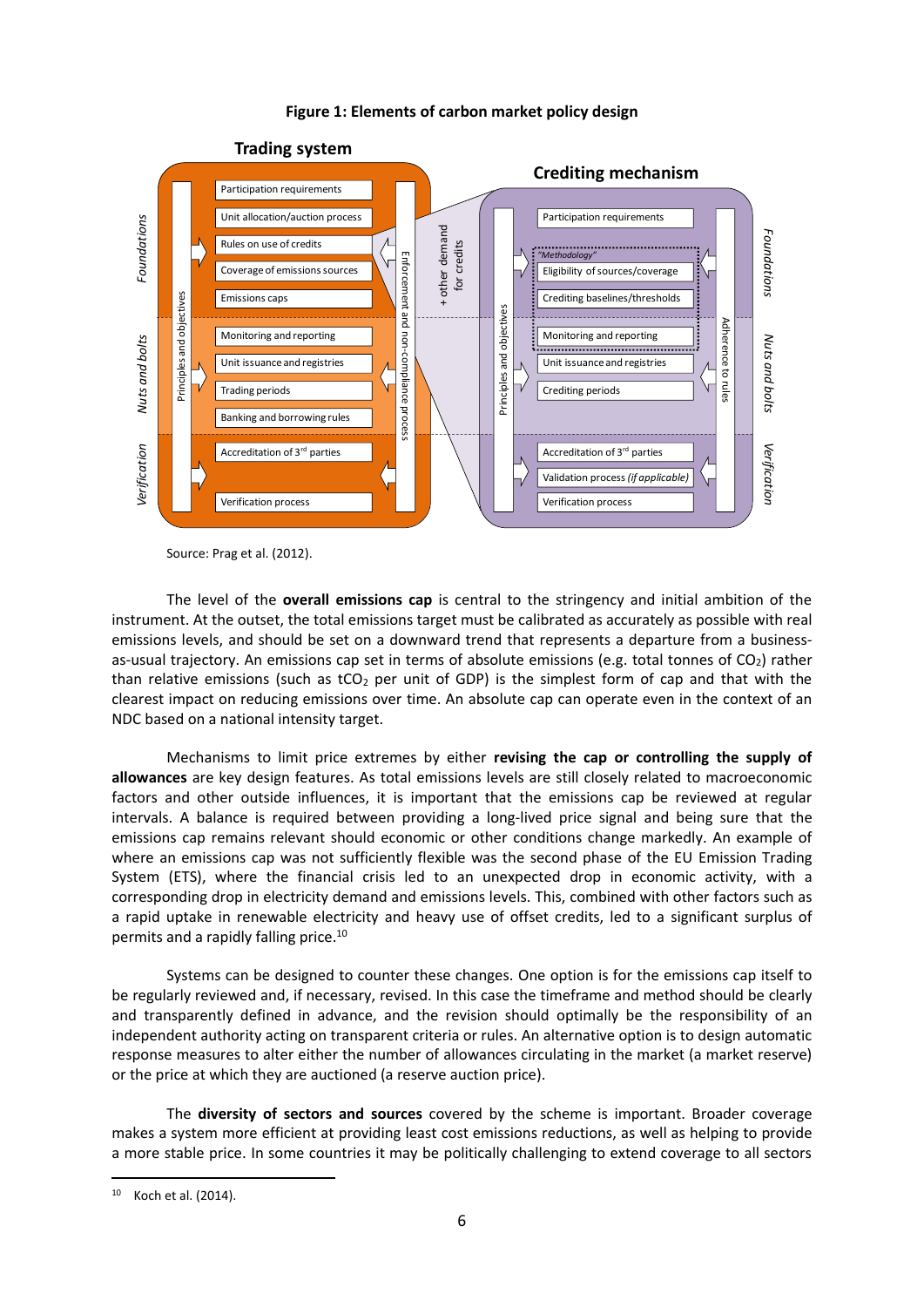**Figure 1: Elements of carbon market policy design**

Source: Prag et al. (2012).

The level of the **overall emissions cap** is central to the stringency and initial ambition of the instrument. At the outset, the total emissions target must be calibrated as accurately as possible with real emissions levels, and should be set on a downward trend that represents a departure from a business-as-usual trajectory. An emissions cap set in terms of absolute emissions (e.g. total tonnes of $CO_2$) rather than relative emissions (such as $tCO_2$ per unit of GDP) is the simplest form of cap and that with the clearest impact on reducing emissions over time. An absolute cap can operate even in the context of an NDC based on a national intensity target.

Mechanisms to limit price extremes by either **revising the cap or controlling the supply of allowances** are key design features. As total emissions levels are still closely related to macroeconomic factors and other outside influences, it is important that the emissions cap be reviewed at regular intervals. A balance is required between providing a long-lived price signal and being sure that the emissions cap remains relevant should economic or other conditions change markedly. An example of where an emissions cap was not sufficiently flexible was the second phase of the EU Emission Trading System (ETS), where the financial crisis led to an unexpected drop in economic activity, with a corresponding drop in electricity demand and emissions levels. This, combined with other factors such as a rapid uptake in renewable electricity and heavy use of offset credits, led to a significant surplus of permits and a rapidly falling price.[10]

Systems can be designed to counter these changes. One option is for the emissions cap itself to be regularly reviewed and, if necessary, revised. In this case the timeframe and method should be clearly and transparently defined in advance, and the revision should optimally be the responsibility of an independent authority acting on transparent criteria or rules. An alternative option is to design automatic response measures to alter either the number of allowances circulating in the market (a market reserve) or the price at which they are auctioned (a reserve auction price).

The **diversity of sectors and sources** covered by the scheme is important. Broader coverage makes a system more efficient at providing least cost emissions reductions, as well as helping to provide a more stable price. In some countries it may be politically challenging to extend coverage to all sectors

[10] Koch et al. (2014).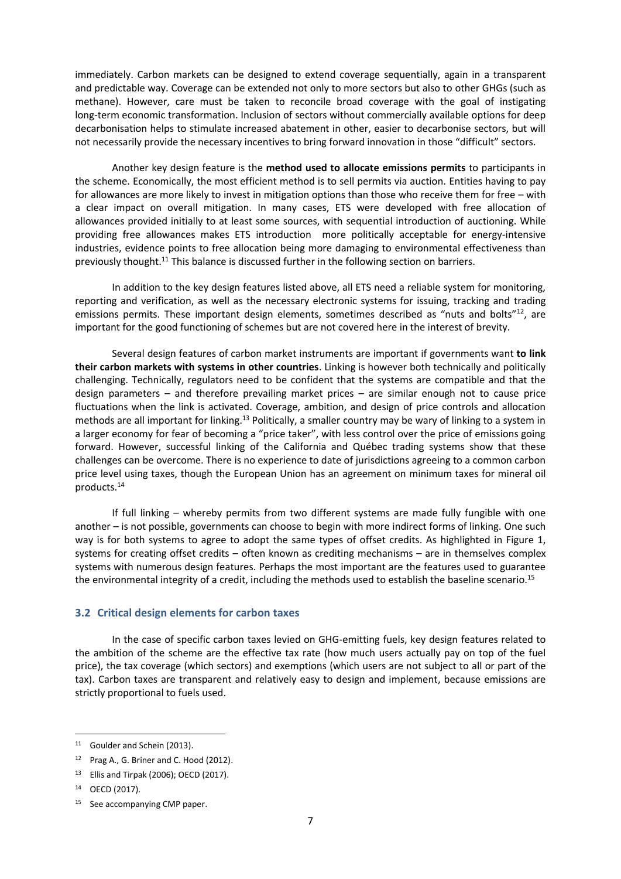immediately. Carbon markets can be designed to extend coverage sequentially, again in a transparent and predictable way. Coverage can be extended not only to more sectors but also to other GHGs (such as methane). However, care must be taken to reconcile broad coverage with the goal of instigating long-term economic transformation. Inclusion of sectors without commercially available options for deep decarbonisation helps to stimulate increased abatement in other, easier to decarbonise sectors, but will not necessarily provide the necessary incentives to bring forward innovation in those "difficult" sectors.

Another key design feature is the **method used to allocate emissions permits** to participants in the scheme. Economically, the most efficient method is to sell permits via auction. Entities having to pay for allowances are more likely to invest in mitigation options than those who receive them for free – with a clear impact on overall mitigation. In many cases, ETS were developed with free allocation of allowances provided initially to at least some sources, with sequential introduction of auctioning. While providing free allowances makes ETS introduction more politically acceptable for energy-intensive industries, evidence points to free allocation being more damaging to environmental effectiveness than previously thought.[11] This balance is discussed further in the following section on barriers.

In addition to the key design features listed above, all ETS need a reliable system for monitoring, reporting and verification, as well as the necessary electronic systems for issuing, tracking and trading emissions permits. These important design elements, sometimes described as "nuts and bolts"[12], are important for the good functioning of schemes but are not covered here in the interest of brevity.

Several design features of carbon market instruments are important if governments want **to link their carbon markets with systems in other countries**. Linking is however both technically and politically challenging. Technically, regulators need to be confident that the systems are compatible and that the design parameters – and therefore prevailing market prices – are similar enough not to cause price fluctuations when the link is activated. Coverage, ambition, and design of price controls and allocation methods are all important for linking.[13] Politically, a smaller country may be wary of linking to a system in a larger economy for fear of becoming a "price taker", with less control over the price of emissions going forward. However, successful linking of the California and Québec trading systems show that these challenges can be overcome. There is no experience to date of jurisdictions agreeing to a common carbon price level using taxes, though the European Union has an agreement on minimum taxes for mineral oil products.[14]

If full linking – whereby permits from two different systems are made fully fungible with one another – is not possible, governments can choose to begin with more indirect forms of linking. One such way is for both systems to agree to adopt the same types of offset credits. As highlighted in Figure 1, systems for creating offset credits – often known as crediting mechanisms – are in themselves complex systems with numerous design features. Perhaps the most important are the features used to guarantee the environmental integrity of a credit, including the methods used to establish the baseline scenario.[15]

### 3.2 Critical design elements for carbon taxes

In the case of specific carbon taxes levied on GHG-emitting fuels, key design features related to the ambition of the scheme are the effective tax rate (how much users actually pay on top of the fuel price), the tax coverage (which sectors) and exemptions (which users are not subject to all or part of the tax). Carbon taxes are transparent and relatively easy to design and implement, because emissions are strictly proportional to fuels used.

---

[11] Goulder and Schein (2013).

[12] Prag A., G. Briner and C. Hood (2012).

[13] Ellis and Tirpak (2006); OECD (2017).

[14] OECD (2017).

[15] See accompanying CMP paper.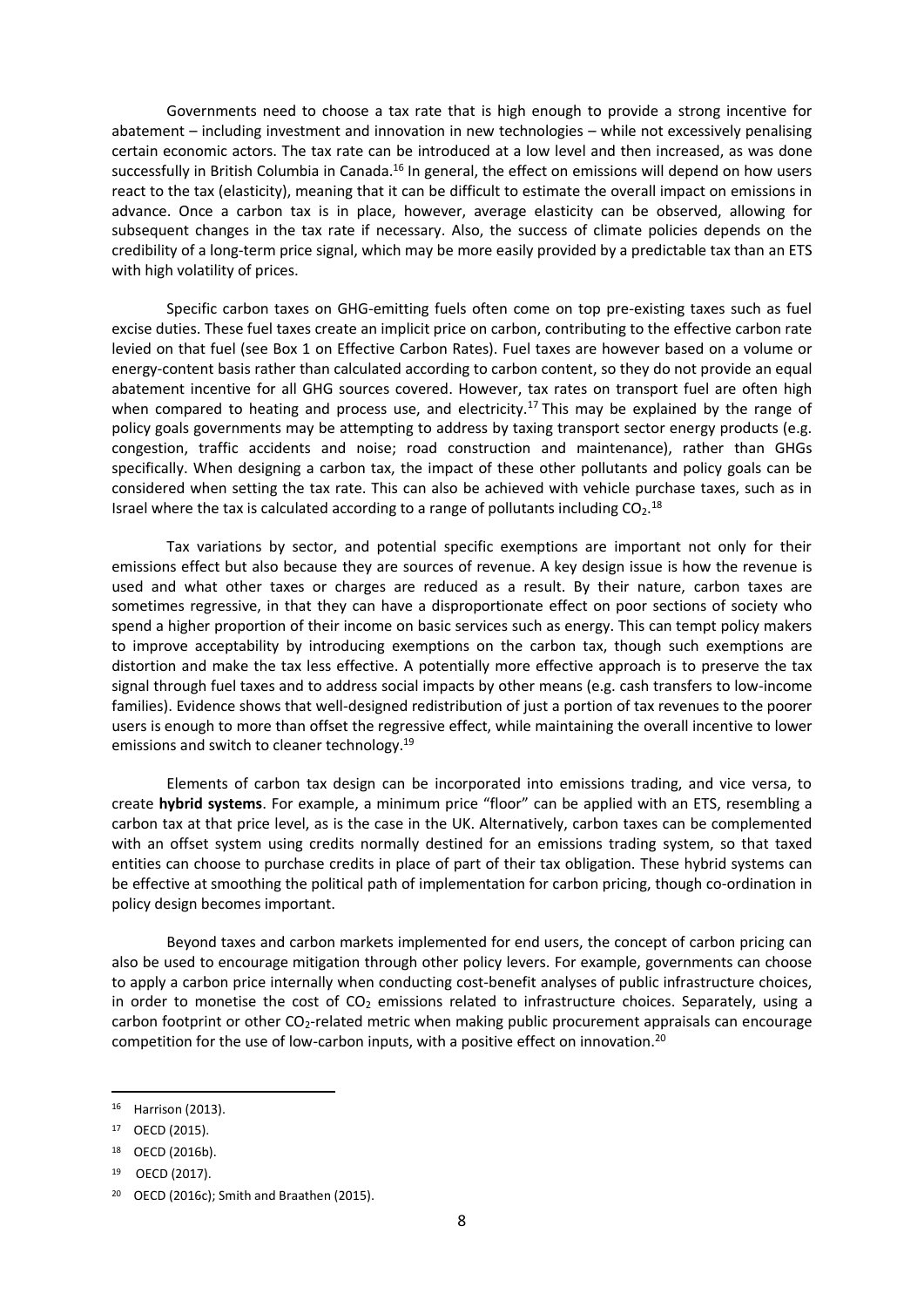Governments need to choose a tax rate that is high enough to provide a strong incentive for abatement – including investment and innovation in new technologies – while not excessively penalising certain economic actors. The tax rate can be introduced at a low level and then increased, as was done successfully in British Columbia in Canada.[16] In general, the effect on emissions will depend on how users react to the tax (elasticity), meaning that it can be difficult to estimate the overall impact on emissions in advance. Once a carbon tax is in place, however, average elasticity can be observed, allowing for subsequent changes in the tax rate if necessary. Also, the success of climate policies depends on the credibility of a long-term price signal, which may be more easily provided by a predictable tax than an ETS with high volatility of prices.

Specific carbon taxes on GHG-emitting fuels often come on top pre-existing taxes such as fuel excise duties. These fuel taxes create an implicit price on carbon, contributing to the effective carbon rate levied on that fuel (see Box 1 on Effective Carbon Rates). Fuel taxes are however based on a volume or energy-content basis rather than calculated according to carbon content, so they do not provide an equal abatement incentive for all GHG sources covered. However, tax rates on transport fuel are often high when compared to heating and process use, and electricity.[17] This may be explained by the range of policy goals governments may be attempting to address by taxing transport sector energy products (e.g. congestion, traffic accidents and noise; road construction and maintenance), rather than GHGs specifically. When designing a carbon tax, the impact of these other pollutants and policy goals can be considered when setting the tax rate. This can also be achieved with vehicle purchase taxes, such as in Israel where the tax is calculated according to a range of pollutants including $CO_2$.[18]

Tax variations by sector, and potential specific exemptions are important not only for their emissions effect but also because they are sources of revenue. A key design issue is how the revenue is used and what other taxes or charges are reduced as a result. By their nature, carbon taxes are sometimes regressive, in that they can have a disproportionate effect on poor sections of society who spend a higher proportion of their income on basic services such as energy. This can tempt policy makers to improve acceptability by introducing exemptions on the carbon tax, though such exemptions are distortion and make the tax less effective. A potentially more effective approach is to preserve the tax signal through fuel taxes and to address social impacts by other means (e.g. cash transfers to low-income families). Evidence shows that well-designed redistribution of just a portion of tax revenues to the poorer users is enough to more than offset the regressive effect, while maintaining the overall incentive to lower emissions and switch to cleaner technology.[19]

Elements of carbon tax design can be incorporated into emissions trading, and vice versa, to create **hybrid systems**. For example, a minimum price "floor" can be applied with an ETS, resembling a carbon tax at that price level, as is the case in the UK. Alternatively, carbon taxes can be complemented with an offset system using credits normally destined for an emissions trading system, so that taxed entities can choose to purchase credits in place of part of their tax obligation. These hybrid systems can be effective at smoothing the political path of implementation for carbon pricing, though co-ordination in policy design becomes important.

Beyond taxes and carbon markets implemented for end users, the concept of carbon pricing can also be used to encourage mitigation through other policy levers. For example, governments can choose to apply a carbon price internally when conducting cost-benefit analyses of public infrastructure choices, in order to monetise the cost of $CO_2$ emissions related to infrastructure choices. Separately, using a carbon footprint or other $CO_2$-related metric when making public procurement appraisals can encourage competition for the use of low-carbon inputs, with a positive effect on innovation.[20]

---

[16] Harrison (2013).

[17] OECD (2015).

[18] OECD (2016b).

[19] OECD (2017).

[20] OECD (2016c); Smith and Braathen (2015).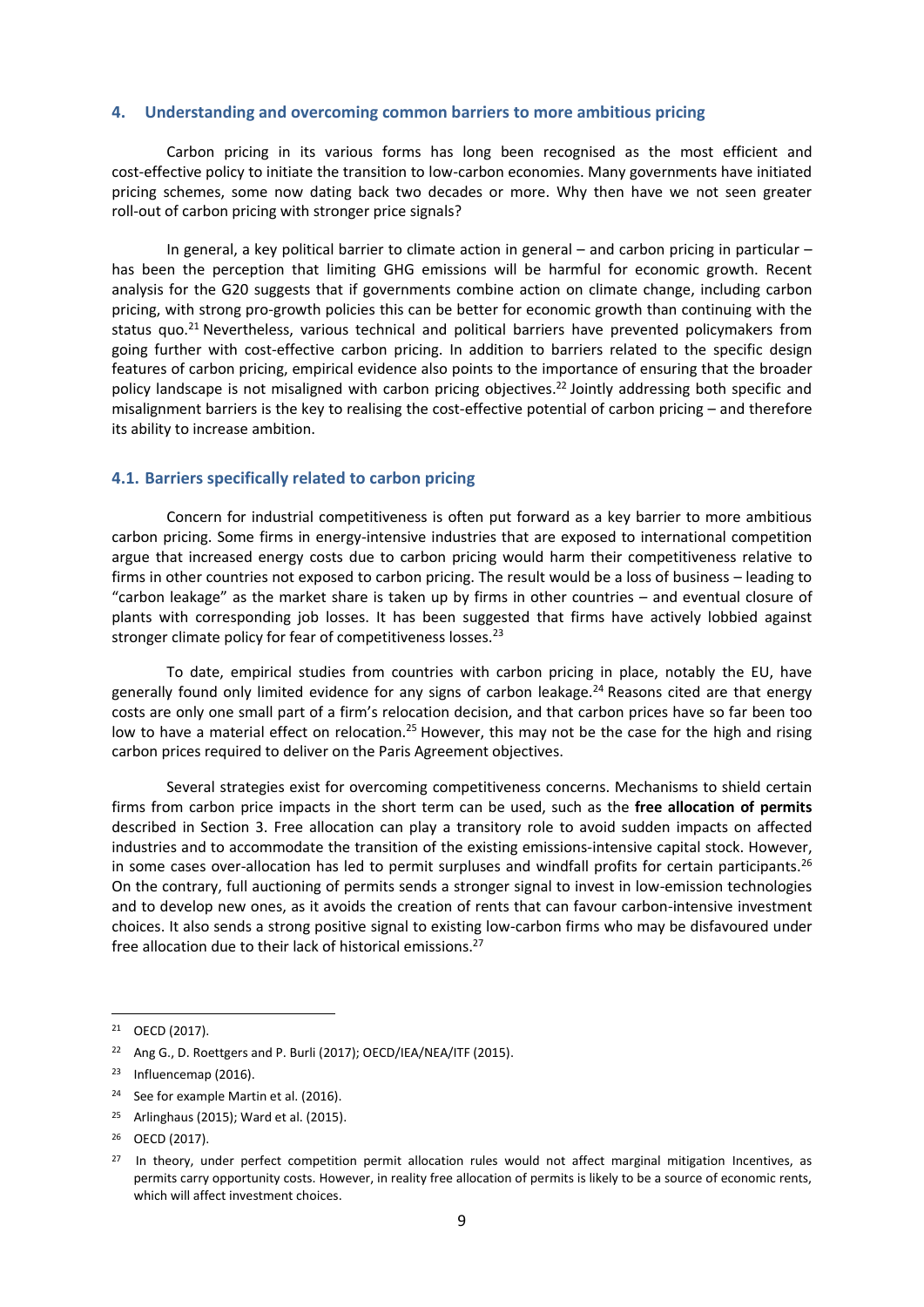## 4. Understanding and overcoming common barriers to more ambitious pricing

Carbon pricing in its various forms has long been recognised as the most efficient and cost-effective policy to initiate the transition to low-carbon economies. Many governments have initiated pricing schemes, some now dating back two decades or more. Why then have we not seen greater roll-out of carbon pricing with stronger price signals?

In general, a key political barrier to climate action in general – and carbon pricing in particular – has been the perception that limiting GHG emissions will be harmful for economic growth. Recent analysis for the G20 suggests that if governments combine action on climate change, including carbon pricing, with strong pro-growth policies this can be better for economic growth than continuing with the status quo.[21] Nevertheless, various technical and political barriers have prevented policymakers from going further with cost-effective carbon pricing. In addition to barriers related to the specific design features of carbon pricing, empirical evidence also points to the importance of ensuring that the broader policy landscape is not misaligned with carbon pricing objectives.[22] Jointly addressing both specific and misalignment barriers is the key to realising the cost-effective potential of carbon pricing – and therefore its ability to increase ambition.

### 4.1. Barriers specifically related to carbon pricing

Concern for industrial competitiveness is often put forward as a key barrier to more ambitious carbon pricing. Some firms in energy-intensive industries that are exposed to international competition argue that increased energy costs due to carbon pricing would harm their competitiveness relative to firms in other countries not exposed to carbon pricing. The result would be a loss of business – leading to "carbon leakage" as the market share is taken up by firms in other countries – and eventual closure of plants with corresponding job losses. It has been suggested that firms have actively lobbied against stronger climate policy for fear of competitiveness losses.[23]

To date, empirical studies from countries with carbon pricing in place, notably the EU, have generally found only limited evidence for any signs of carbon leakage.[24] Reasons cited are that energy costs are only one small part of a firm's relocation decision, and that carbon prices have so far been too low to have a material effect on relocation.[25] However, this may not be the case for the high and rising carbon prices required to deliver on the Paris Agreement objectives.

Several strategies exist for overcoming competitiveness concerns. Mechanisms to shield certain firms from carbon price impacts in the short term can be used, such as the **free allocation of permits** described in Section 3. Free allocation can play a transitory role to avoid sudden impacts on affected industries and to accommodate the transition of the existing emissions-intensive capital stock. However, in some cases over-allocation has led to permit surpluses and windfall profits for certain participants.[26] On the contrary, full auctioning of permits sends a stronger signal to invest in low-emission technologies and to develop new ones, as it avoids the creation of rents that can favour carbon-intensive investment choices. It also sends a strong positive signal to existing low-carbon firms who may be disfavoured under free allocation due to their lack of historical emissions.[27]

---

[21] OECD (2017).

[22] Ang G., D. Roettgers and P. Burli (2017); OECD/IEA/NEA/ITF (2015).

[23] Influencemap (2016).

[24] See for example Martin et al. (2016).

[25] Arlinghaus (2015); Ward et al. (2015).

[26] OECD (2017).

[27] In theory, under perfect competition permit allocation rules would not affect marginal mitigation Incentives, as permits carry opportunity costs. However, in reality free allocation of permits is likely to be a source of economic rents, which will affect investment choices.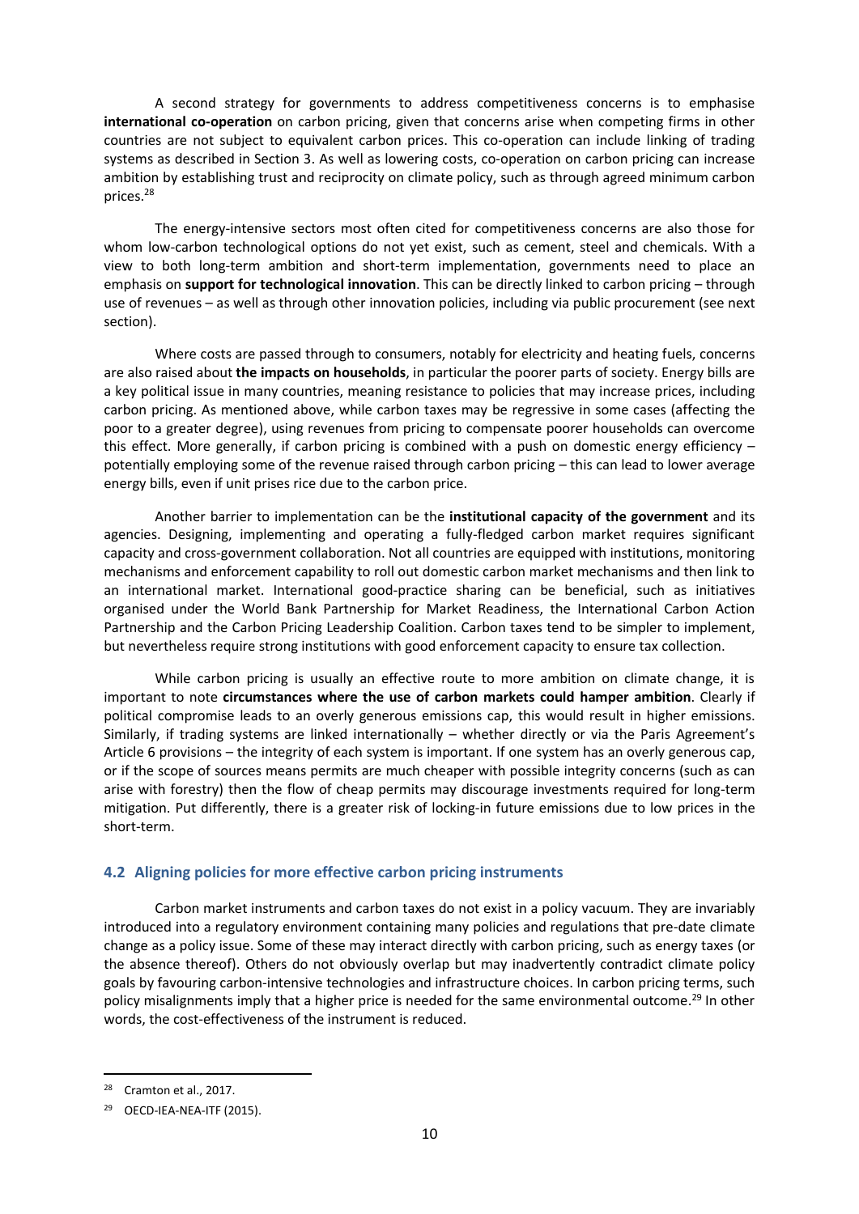A second strategy for governments to address competitiveness concerns is to emphasise **international co-operation** on carbon pricing, given that concerns arise when competing firms in other countries are not subject to equivalent carbon prices. This co-operation can include linking of trading systems as described in Section 3. As well as lowering costs, co-operation on carbon pricing can increase ambition by establishing trust and reciprocity on climate policy, such as through agreed minimum carbon prices.[28]

The energy-intensive sectors most often cited for competitiveness concerns are also those for whom low-carbon technological options do not yet exist, such as cement, steel and chemicals. With a view to both long-term ambition and short-term implementation, governments need to place an emphasis on **support for technological innovation**. This can be directly linked to carbon pricing – through use of revenues – as well as through other innovation policies, including via public procurement (see next section).

Where costs are passed through to consumers, notably for electricity and heating fuels, concerns are also raised about **the impacts on households**, in particular the poorer parts of society. Energy bills are a key political issue in many countries, meaning resistance to policies that may increase prices, including carbon pricing. As mentioned above, while carbon taxes may be regressive in some cases (affecting the poor to a greater degree), using revenues from pricing to compensate poorer households can overcome this effect. More generally, if carbon pricing is combined with a push on domestic energy efficiency – potentially employing some of the revenue raised through carbon pricing – this can lead to lower average energy bills, even if unit prises rice due to the carbon price.

Another barrier to implementation can be the **institutional capacity of the government** and its agencies. Designing, implementing and operating a fully-fledged carbon market requires significant capacity and cross-government collaboration. Not all countries are equipped with institutions, monitoring mechanisms and enforcement capability to roll out domestic carbon market mechanisms and then link to an international market. International good-practice sharing can be beneficial, such as initiatives organised under the World Bank Partnership for Market Readiness, the International Carbon Action Partnership and the Carbon Pricing Leadership Coalition. Carbon taxes tend to be simpler to implement, but nevertheless require strong institutions with good enforcement capacity to ensure tax collection.

While carbon pricing is usually an effective route to more ambition on climate change, it is important to note **circumstances where the use of carbon markets could hamper ambition**. Clearly if political compromise leads to an overly generous emissions cap, this would result in higher emissions. Similarly, if trading systems are linked internationally – whether directly or via the Paris Agreement's Article 6 provisions – the integrity of each system is important. If one system has an overly generous cap, or if the scope of sources means permits are much cheaper with possible integrity concerns (such as can arise with forestry) then the flow of cheap permits may discourage investments required for long-term mitigation. Put differently, there is a greater risk of locking-in future emissions due to low prices in the short-term.

## 4.2 Aligning policies for more effective carbon pricing instruments

Carbon market instruments and carbon taxes do not exist in a policy vacuum. They are invariably introduced into a regulatory environment containing many policies and regulations that pre-date climate change as a policy issue. Some of these may interact directly with carbon pricing, such as energy taxes (or the absence thereof). Others do not obviously overlap but may inadvertently contradict climate policy goals by favouring carbon-intensive technologies and infrastructure choices. In carbon pricing terms, such policy misalignments imply that a higher price is needed for the same environmental outcome.[29] In other words, the cost-effectiveness of the instrument is reduced.

---

[28] Cramton et al., 2017.

[29] OECD-IEA-NEA-ITF (2015).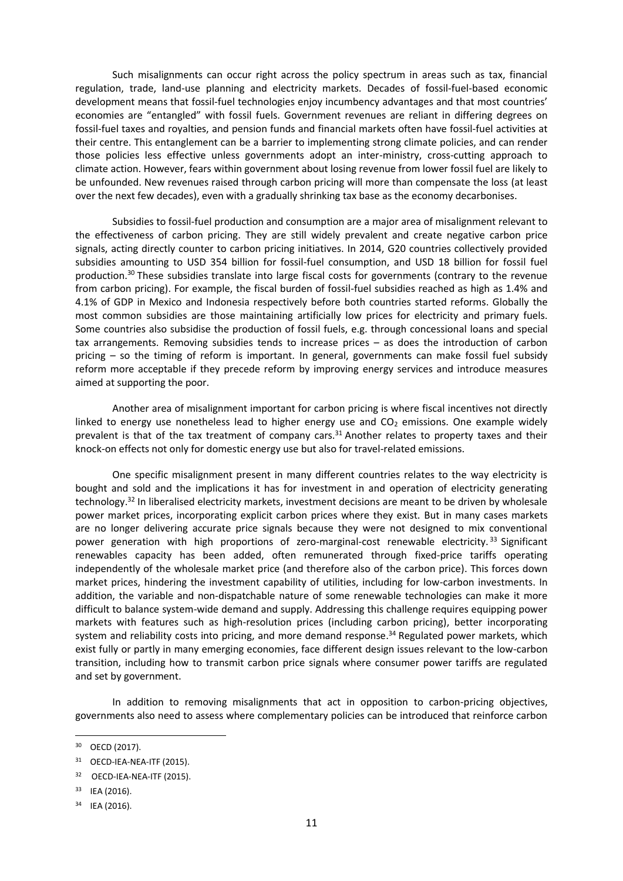Such misalignments can occur right across the policy spectrum in areas such as tax, financial regulation, trade, land-use planning and electricity markets. Decades of fossil-fuel-based economic development means that fossil-fuel technologies enjoy incumbency advantages and that most countries' economies are "entangled" with fossil fuels. Government revenues are reliant in differing degrees on fossil-fuel taxes and royalties, and pension funds and financial markets often have fossil-fuel activities at their centre. This entanglement can be a barrier to implementing strong climate policies, and can render those policies less effective unless governments adopt an inter-ministry, cross-cutting approach to climate action. However, fears within government about losing revenue from lower fossil fuel are likely to be unfounded. New revenues raised through carbon pricing will more than compensate the loss (at least over the next few decades), even with a gradually shrinking tax base as the economy decarbonises.

Subsidies to fossil-fuel production and consumption are a major area of misalignment relevant to the effectiveness of carbon pricing. They are still widely prevalent and create negative carbon price signals, acting directly counter to carbon pricing initiatives. In 2014, G20 countries collectively provided subsidies amounting to USD 354 billion for fossil-fuel consumption, and USD 18 billion for fossil fuel production.[30] These subsidies translate into large fiscal costs for governments (contrary to the revenue from carbon pricing). For example, the fiscal burden of fossil-fuel subsidies reached as high as 1.4% and 4.1% of GDP in Mexico and Indonesia respectively before both countries started reforms. Globally the most common subsidies are those maintaining artificially low prices for electricity and primary fuels. Some countries also subsidise the production of fossil fuels, e.g. through concessional loans and special tax arrangements. Removing subsidies tends to increase prices – as does the introduction of carbon pricing – so the timing of reform is important. In general, governments can make fossil fuel subsidy reform more acceptable if they precede reform by improving energy services and introduce measures aimed at supporting the poor.

Another area of misalignment important for carbon pricing is where fiscal incentives not directly linked to energy use nonetheless lead to higher energy use and $CO_2$ emissions. One example widely prevalent is that of the tax treatment of company cars.[31] Another relates to property taxes and their knock-on effects not only for domestic energy use but also for travel-related emissions.

One specific misalignment present in many different countries relates to the way electricity is bought and sold and the implications it has for investment in and operation of electricity generating technology.[32] In liberalised electricity markets, investment decisions are meant to be driven by wholesale power market prices, incorporating explicit carbon prices where they exist. But in many cases markets are no longer delivering accurate price signals because they were not designed to mix conventional power generation with high proportions of zero-marginal-cost renewable electricity.[33] Significant renewables capacity has been added, often remunerated through fixed-price tariffs operating independently of the wholesale market price (and therefore also of the carbon price). This forces down market prices, hindering the investment capability of utilities, including for low-carbon investments. In addition, the variable and non-dispatchable nature of some renewable technologies can make it more difficult to balance system-wide demand and supply. Addressing this challenge requires equipping power markets with features such as high-resolution prices (including carbon pricing), better incorporating system and reliability costs into pricing, and more demand response.[34] Regulated power markets, which exist fully or partly in many emerging economies, face different design issues relevant to the low-carbon transition, including how to transmit carbon price signals where consumer power tariffs are regulated and set by government.

In addition to removing misalignments that act in opposition to carbon-pricing objectives, governments also need to assess where complementary policies can be introduced that reinforce carbon

---

[30] OECD (2017).

[31] OECD-IEA-NEA-ITF (2015).

[32] OECD-IEA-NEA-ITF (2015).

[33] IEA (2016).

[34] IEA (2016).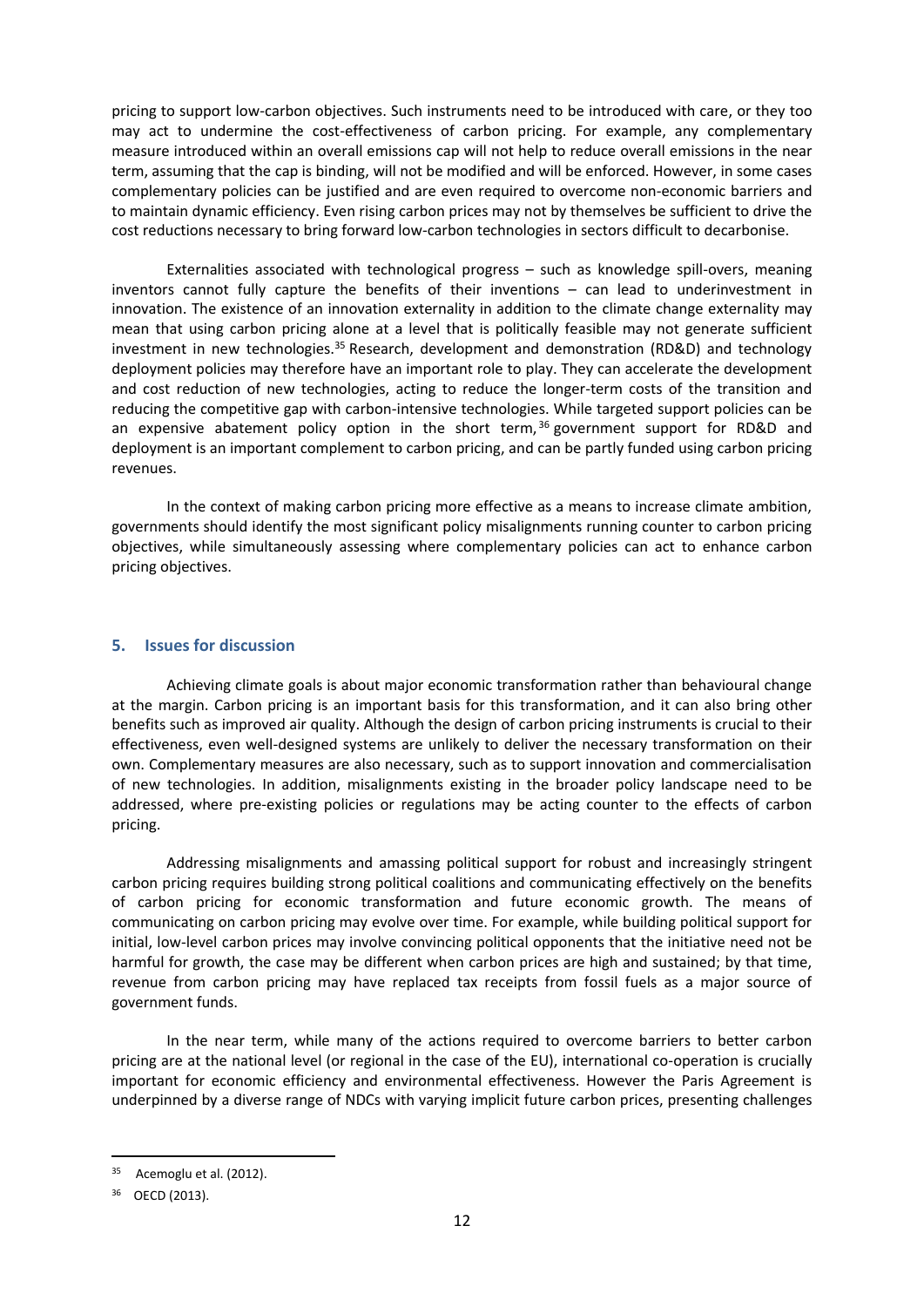pricing to support low-carbon objectives. Such instruments need to be introduced with care, or they too may act to undermine the cost-effectiveness of carbon pricing. For example, any complementary measure introduced within an overall emissions cap will not help to reduce overall emissions in the near term, assuming that the cap is binding, will not be modified and will be enforced. However, in some cases complementary policies can be justified and are even required to overcome non-economic barriers and to maintain dynamic efficiency. Even rising carbon prices may not by themselves be sufficient to drive the cost reductions necessary to bring forward low-carbon technologies in sectors difficult to decarbonise.

Externalities associated with technological progress – such as knowledge spill-overs, meaning inventors cannot fully capture the benefits of their inventions – can lead to underinvestment in innovation. The existence of an innovation externality in addition to the climate change externality may mean that using carbon pricing alone at a level that is politically feasible may not generate sufficient investment in new technologies.[35] Research, development and demonstration (RD&D) and technology deployment policies may therefore have an important role to play. They can accelerate the development and cost reduction of new technologies, acting to reduce the longer-term costs of the transition and reducing the competitive gap with carbon-intensive technologies. While targeted support policies can be an expensive abatement policy option in the short term,[36] government support for RD&D and deployment is an important complement to carbon pricing, and can be partly funded using carbon pricing revenues.

In the context of making carbon pricing more effective as a means to increase climate ambition, governments should identify the most significant policy misalignments running counter to carbon pricing objectives, while simultaneously assessing where complementary policies can act to enhance carbon pricing objectives.

## 5. Issues for discussion

Achieving climate goals is about major economic transformation rather than behavioural change at the margin. Carbon pricing is an important basis for this transformation, and it can also bring other benefits such as improved air quality. Although the design of carbon pricing instruments is crucial to their effectiveness, even well-designed systems are unlikely to deliver the necessary transformation on their own. Complementary measures are also necessary, such as to support innovation and commercialisation of new technologies. In addition, misalignments existing in the broader policy landscape need to be addressed, where pre-existing policies or regulations may be acting counter to the effects of carbon pricing.

Addressing misalignments and amassing political support for robust and increasingly stringent carbon pricing requires building strong political coalitions and communicating effectively on the benefits of carbon pricing for economic transformation and future economic growth. The means of communicating on carbon pricing may evolve over time. For example, while building political support for initial, low-level carbon prices may involve convincing political opponents that the initiative need not be harmful for growth, the case may be different when carbon prices are high and sustained; by that time, revenue from carbon pricing may have replaced tax receipts from fossil fuels as a major source of government funds.

In the near term, while many of the actions required to overcome barriers to better carbon pricing are at the national level (or regional in the case of the EU), international co-operation is crucially important for economic efficiency and environmental effectiveness. However the Paris Agreement is underpinned by a diverse range of NDCs with varying implicit future carbon prices, presenting challenges

[35] Acemoglu et al. (2012).

[36] OECD (2013).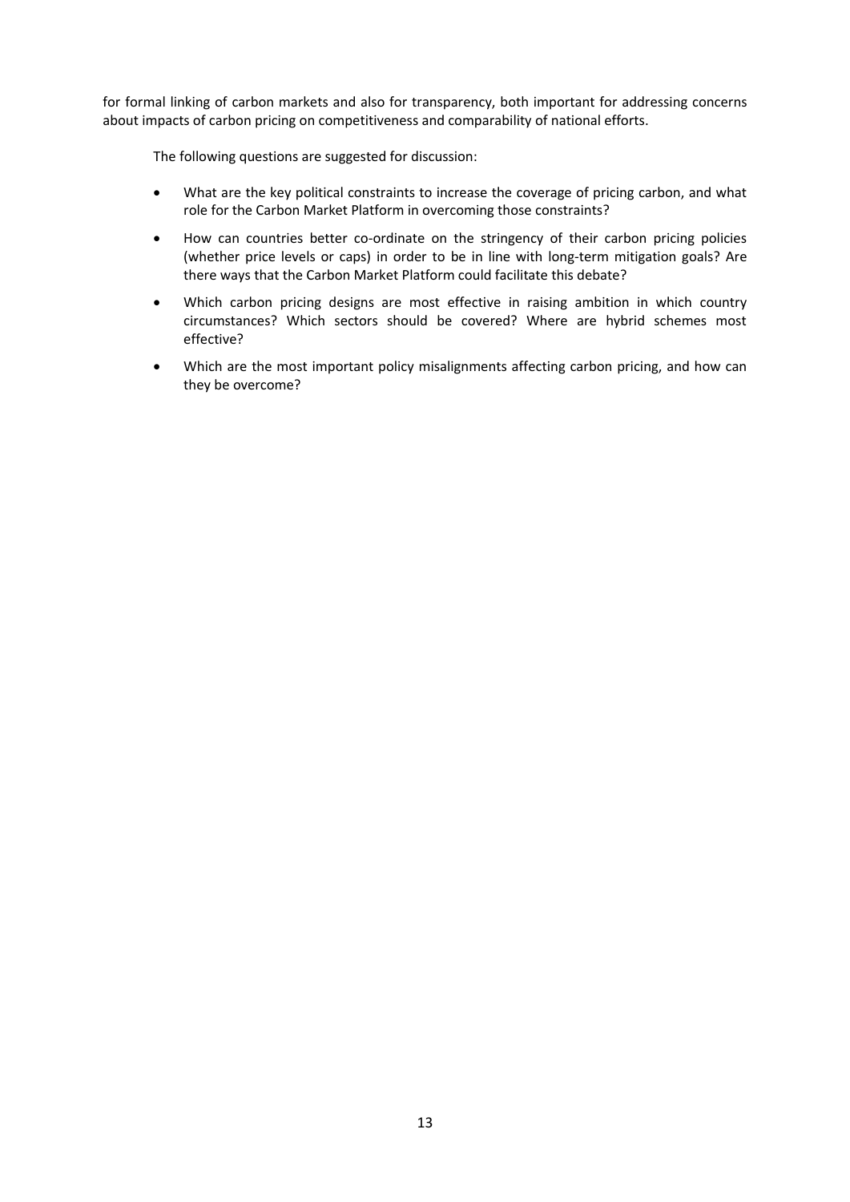for formal linking of carbon markets and also for transparency, both important for addressing concerns about impacts of carbon pricing on competitiveness and comparability of national efforts.

The following questions are suggested for discussion:

- What are the key political constraints to increase the coverage of pricing carbon, and what role for the Carbon Market Platform in overcoming those constraints?
- How can countries better co-ordinate on the stringency of their carbon pricing policies (whether price levels or caps) in order to be in line with long-term mitigation goals? Are there ways that the Carbon Market Platform could facilitate this debate?
- Which carbon pricing designs are most effective in raising ambition in which country circumstances? Which sectors should be covered? Where are hybrid schemes most effective?
- Which are the most important policy misalignments affecting carbon pricing, and how can they be overcome?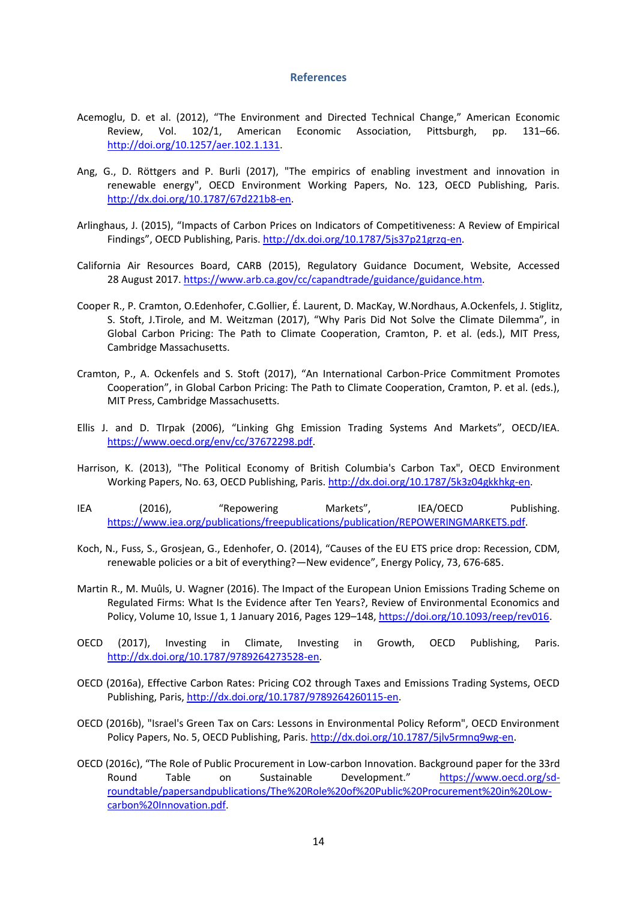## References

Acemoglu, D. et al. (2012), "The Environment and Directed Technical Change," American Economic Review, Vol. 102/1, American Economic Association, Pittsburgh, pp. 131–66. http://doi.org/10.1257/aer.102.1.131.

Ang, G., D. Röttgers and P. Burli (2017), "The empirics of enabling investment and innovation in renewable energy", OECD Environment Working Papers, No. 123, OECD Publishing, Paris. http://dx.doi.org/10.1787/67d221b8-en.

Arlinghaus, J. (2015), "Impacts of Carbon Prices on Indicators of Competitiveness: A Review of Empirical Findings", OECD Publishing, Paris. http://dx.doi.org/10.1787/5js37p21grzq-en.

California Air Resources Board, CARB (2015), Regulatory Guidance Document, Website, Accessed 28 August 2017. https://www.arb.ca.gov/cc/capandtrade/guidance/guidance.htm.

Cooper R., P. Cramton, O.Edenhofer, C.Gollier, É. Laurent, D. MacKay, W.Nordhaus, A.Ockenfels, J. Stiglitz, S. Stoft, J.Tirole, and M. Weitzman (2017), "Why Paris Did Not Solve the Climate Dilemma", in Global Carbon Pricing: The Path to Climate Cooperation, Cramton, P. et al. (eds.), MIT Press, Cambridge Massachusetts.

Cramton, P., A. Ockenfels and S. Stoft (2017), "An International Carbon-Price Commitment Promotes Cooperation", in Global Carbon Pricing: The Path to Climate Cooperation, Cramton, P. et al. (eds.), MIT Press, Cambridge Massachusetts.

Ellis J. and D. TIrpak (2006), "Linking Ghg Emission Trading Systems And Markets", OECD/IEA. https://www.oecd.org/env/cc/37672298.pdf.

Harrison, K. (2013), "The Political Economy of British Columbia's Carbon Tax", OECD Environment Working Papers, No. 63, OECD Publishing, Paris. http://dx.doi.org/10.1787/5k3z04gkkhkg-en.

IEA (2016), "Repowering Markets", IEA/OECD Publishing. https://www.iea.org/publications/freepublications/publication/REPOWERINGMARKETS.pdf.

Koch, N., Fuss, S., Grosjean, G., Edenhofer, O. (2014), "Causes of the EU ETS price drop: Recession, CDM, renewable policies or a bit of everything?—New evidence", Energy Policy, 73, 676-685.

Martin R., M. Muûls, U. Wagner (2016). The Impact of the European Union Emissions Trading Scheme on Regulated Firms: What Is the Evidence after Ten Years?, Review of Environmental Economics and Policy, Volume 10, Issue 1, 1 January 2016, Pages 129–148, https://doi.org/10.1093/reep/rev016.

OECD (2017), Investing in Climate, Investing in Growth, OECD Publishing, Paris. http://dx.doi.org/10.1787/9789264273528-en.

OECD (2016a), Effective Carbon Rates: Pricing CO2 through Taxes and Emissions Trading Systems, OECD Publishing, Paris, http://dx.doi.org/10.1787/9789264260115-en.

OECD (2016b), "Israel's Green Tax on Cars: Lessons in Environmental Policy Reform", OECD Environment Policy Papers, No. 5, OECD Publishing, Paris. http://dx.doi.org/10.1787/5jlv5rmnq9wg-en.

OECD (2016c), "The Role of Public Procurement in Low-carbon Innovation. Background paper for the 33rd Round Table on Sustainable Development." https://www.oecd.org/sd-roundtable/papersandpublications/The%20Role%20of%20Public%20Procurement%20in%20Low-carbon%20Innovation.pdf.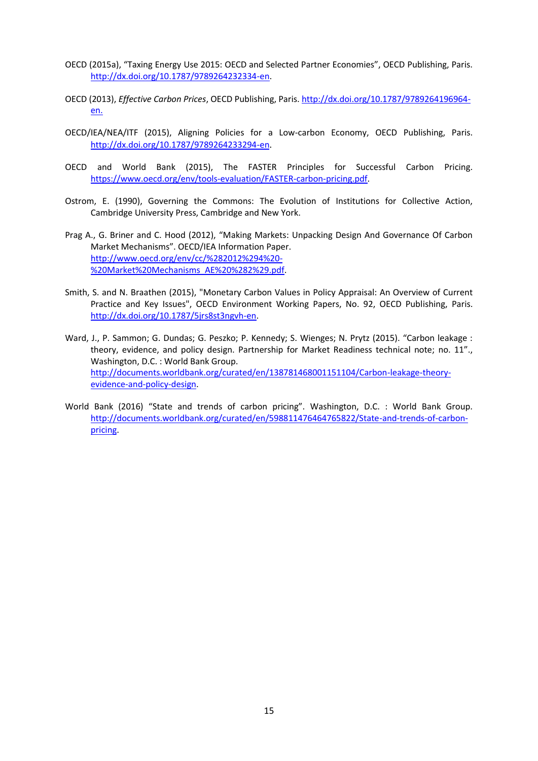OECD (2015a), "Taxing Energy Use 2015: OECD and Selected Partner Economies", OECD Publishing, Paris. http://dx.doi.org/10.1787/9789264232334-en.

OECD (2013), *Effective Carbon Prices*, OECD Publishing, Paris. http://dx.doi.org/10.1787/9789264196964-en.

OECD/IEA/NEA/ITF (2015), Aligning Policies for a Low-carbon Economy, OECD Publishing, Paris. http://dx.doi.org/10.1787/9789264233294-en.

OECD and World Bank (2015), The FASTER Principles for Successful Carbon Pricing. https://www.oecd.org/env/tools-evaluation/FASTER-carbon-pricing.pdf.

Ostrom, E. (1990), Governing the Commons: The Evolution of Institutions for Collective Action, Cambridge University Press, Cambridge and New York.

Prag A., G. Briner and C. Hood (2012), "Making Markets: Unpacking Design And Governance Of Carbon Market Mechanisms". OECD/IEA Information Paper. http://www.oecd.org/env/cc/%282012%294%20-%20Market%20Mechanisms_AE%20%282%29.pdf.

Smith, S. and N. Braathen (2015), "Monetary Carbon Values in Policy Appraisal: An Overview of Current Practice and Key Issues", OECD Environment Working Papers, No. 92, OECD Publishing, Paris. http://dx.doi.org/10.1787/5jrs8st3ngvh-en.

Ward, J., P. Sammon; G. Dundas; G. Peszko; P. Kennedy; S. Wienges; N. Prytz (2015). "Carbon leakage : theory, evidence, and policy design. Partnership for Market Readiness technical note; no. 11"., Washington, D.C. : World Bank Group. http://documents.worldbank.org/curated/en/138781468001151104/Carbon-leakage-theory-evidence-and-policy-design.

World Bank (2016) "State and trends of carbon pricing". Washington, D.C. : World Bank Group. http://documents.worldbank.org/curated/en/598811476464765822/State-and-trends-of-carbon-pricing.